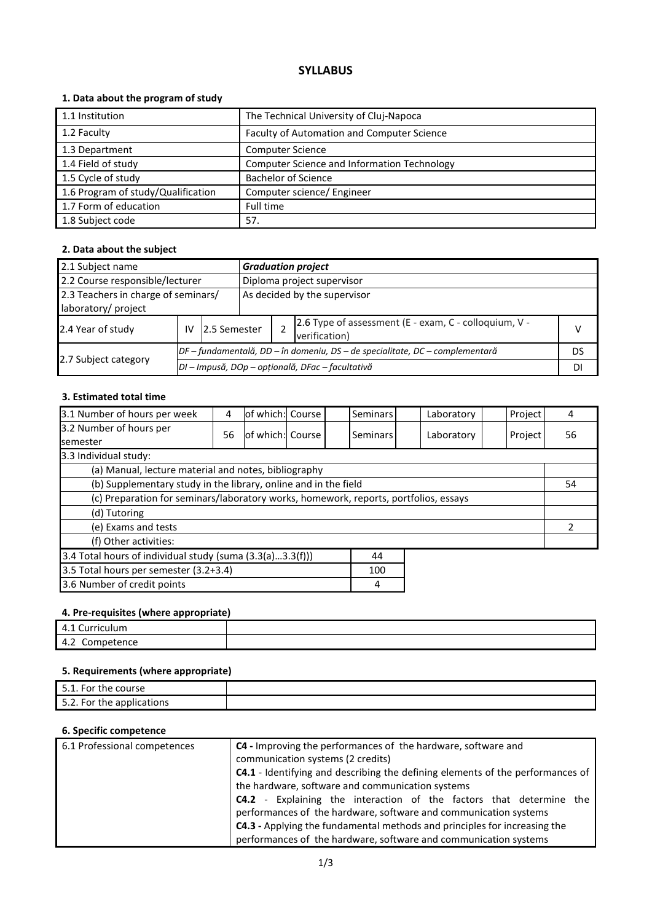# SYLLABUS

## 1. Data about the program of study

| | |
|---|---|
| 1.1 Institution | The Technical University of Cluj-Napoca |
| 1.2 Faculty | Faculty of Automation and Computer Science |
| 1.3 Department | Computer Science |
| 1.4 Field of study | Computer Science and Information Technology |
| 1.5 Cycle of study | Bachelor of Science |
| 1.6 Program of study/Qualification | Computer science/ Engineer |
| 1.7 Form of education | Full time |
| 1.8 Subject code | 57. |

## 2. Data about the subject

| | | | | | |
|---|---|---|---|---|---|
| 2.1 Subject name | ***Graduation project*** | | | | |
| 2.2 Course responsible/lecturer | Diploma project supervisor | | | | |
| 2.3 Teachers in charge of seminars/ laboratory/ project | As decided by the supervisor | | | | |
| 2.4 Year of study | IV | 2.5 Semester | 2 | 2.6 Type of assessment (E - exam, C - colloquium, V - verification) | V |
| 2.7 Subject category | *DF – fundamentală, DD – în domeniu, DS – de specialitate, DC – complementară* | | | | DS |
| | *DI – Impusă, DOp – opțională, DFac – facultativă* | | | | DI |

## 3. Estimated total time

| | | | | | | | | | |
|---|---|---|---|---|---|---|---|---|---|
| 3.1 Number of hours per week | 4 | of which: Course | | Seminars | | Laboratory | | Project | 4 |
| 3.2 Number of hours per semester | 56 | of which: Course | | Seminars | | Laboratory | | Project | 56 |
| 3.3 Individual study: | | | | | | | | | |
| (a) Manual, lecture material and notes, bibliography | | | | | | | | | |
| (b) Supplementary study in the library, online and in the field | | | | | | | | | 54 |
| (c) Preparation for seminars/laboratory works, homework, reports, portfolios, essays | | | | | | | | | |
| (d) Tutoring | | | | | | | | | |
| (e) Exams and tests | | | | | | | | | 2 |
| (f) Other activities: | | | | | | | | | |

| | |
|---|---|
| 3.4 Total hours of individual study (suma (3.3(a)...3.3(f))) | 44 |
| 3.5 Total hours per semester (3.2+3.4) | 100 |
| 3.6 Number of credit points | 4 |

## 4. Pre-requisites (where appropriate)

| | |
|---|---|
| 4.1 Curriculum | |
| 4.2 Competence | |

## 5. Requirements (where appropriate)

| | |
|---|---|
| 5.1. For the course | |
| 5.2. For the applications | |

## 6. Specific competence

| | |
|---|---|
| 6.1 Professional competences | **C4 -** Improving the performances of the hardware, software and communication systems (2 credits)<br>**C4.1** - Identifying and describing the defining elements of the performances of the hardware, software and communication systems<br>**C4.2** - Explaining the interaction of the factors that determine the performances of the hardware, software and communication systems<br>**C4.3 -** Applying the fundamental methods and principles for increasing the performances of the hardware, software and communication systems |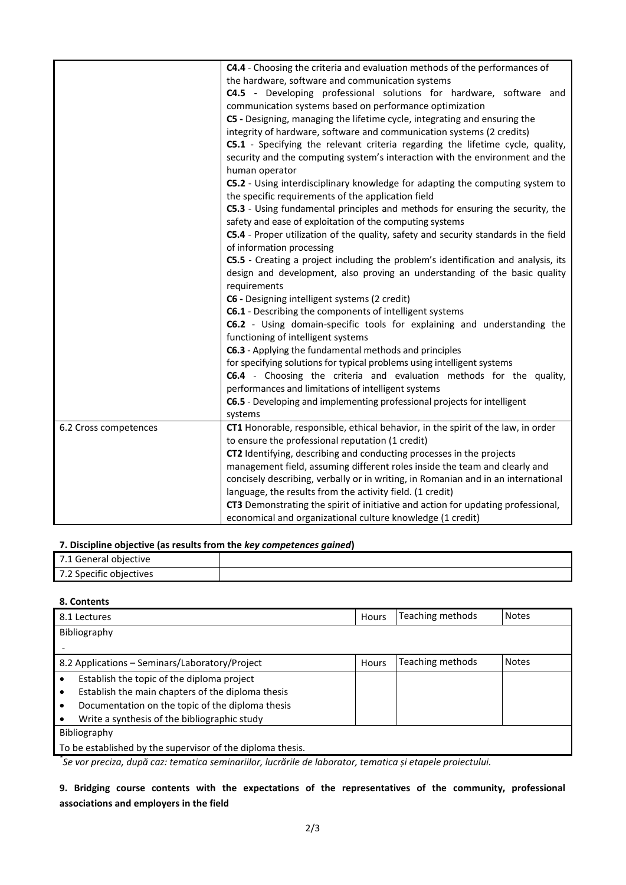| | |
|---|---|
| | **C4.4** - Choosing the criteria and evaluation methods of the performances of the hardware, software and communication systems<br>**C4.5** - Developing professional solutions for hardware, software and communication systems based on performance optimization<br>**C5 -** Designing, managing the lifetime cycle, integrating and ensuring the integrity of hardware, software and communication systems (2 credits)<br>**C5.1** - Specifying the relevant criteria regarding the lifetime cycle, quality, security and the computing system's interaction with the environment and the human operator<br>**C5.2** - Using interdisciplinary knowledge for adapting the computing system to the specific requirements of the application field<br>**C5.3** - Using fundamental principles and methods for ensuring the security, the safety and ease of exploitation of the computing systems<br>**C5.4** - Proper utilization of the quality, safety and security standards in the field of information processing<br>**C5.5** - Creating a project including the problem's identification and analysis, its design and development, also proving an understanding of the basic quality requirements<br>**C6 -** Designing intelligent systems (2 credit)<br>**C6.1** - Describing the components of intelligent systems<br>**C6.2** - Using domain-specific tools for explaining and understanding the functioning of intelligent systems<br>**C6.3** - Applying the fundamental methods and principles for specifying solutions for typical problems using intelligent systems<br>**C6.4** - Choosing the criteria and evaluation methods for the quality, performances and limitations of intelligent systems<br>**C6.5** - Developing and implementing professional projects for intelligent systems |
| 6.2 Cross competences | **CT1** Honorable, responsible, ethical behavior, in the spirit of the law, in order to ensure the professional reputation (1 credit)<br>**CT2** Identifying, describing and conducting processes in the projects management field, assuming different roles inside the team and clearly and concisely describing, verbally or in writing, in Romanian and in an international language, the results from the activity field. (1 credit)<br>**CT3** Demonstrating the spirit of initiative and action for updating professional, economical and organizational culture knowledge (1 credit) |

#### 7. Discipline objective (as results from the *key competences gained*)

| | |
|---|---|
| 7.1 General objective | |
| 7.2 Specific objectives | |

#### 8. Contents

| 8.1 Lectures | Hours | Teaching methods | Notes |
|---|---|---|---|
| Bibliography | | | |
| - | | | |
| 8.2 Applications – Seminars/Laboratory/Project | Hours | Teaching methods | Notes |
| • Establish the topic of the diploma project<br>• Establish the main chapters of the diploma thesis<br>• Documentation on the topic of the diploma thesis<br>• Write a synthesis of the bibliographic study | | | |
| Bibliography | | | |
| To be established by the supervisor of the diploma thesis. | | | |

\* *Se vor preciza, după caz: tematica seminariilor, lucrările de laborator, tematica și etapele proiectului.*

#### 9. Bridging course contents with the expectations of the representatives of the community, professional associations and employers in the field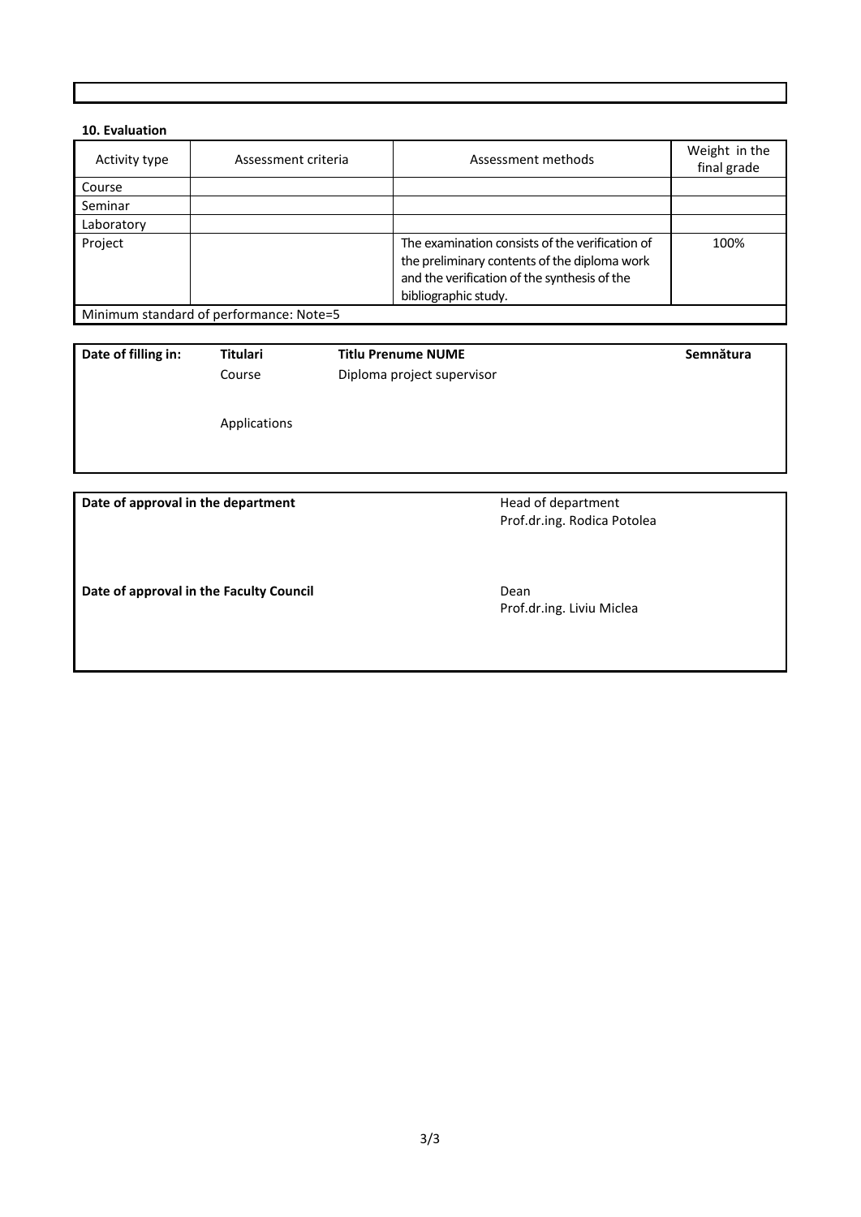**10. Evaluation**

| Activity type | Assessment criteria | Assessment methods | Weight in the final grade |
|---|---|---|---|
| Course | | | |
| Seminar | | | |
| Laboratory | | | |
| Project | | The examination consists of the verification of the preliminary contents of the diploma work and the verification of the synthesis of the bibliographic study. | 100% |
| Minimum standard of performance: Note=5 | | | |

| **Date of filling in:** | **Titulari** | **Titlu Prenume NUME** | **Semnătura** |
|---|---|---|---|
| | Course | Diploma project supervisor | |
| | Applications | | |

| | |
|---|---|
| **Date of approval in the department** | Head of department<br>Prof.dr.ing. Rodica Potolea |
| **Date of approval in the Faculty Council** | Dean<br>Prof.dr.ing. Liviu Miclea |